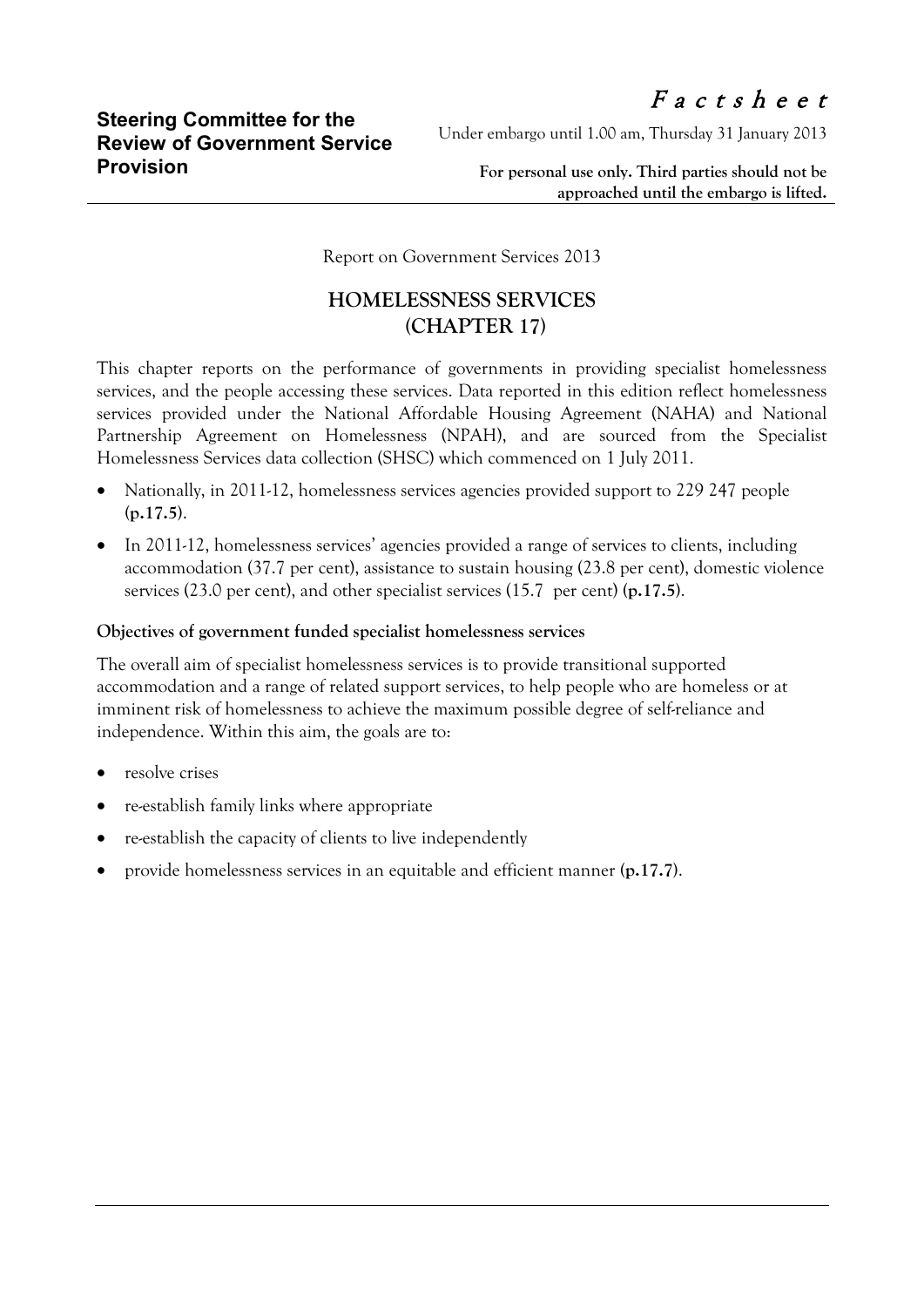**Steering Committee for the Review of Government Service Provision**

*F a c t s h e e t*

Under embargo until 1.00 am, Thursday 31 January 2013

**For personal use only. Third parties should not be approached until the embargo is lifted.**

Report on Government Services 2013

# HOMELESSNESS SERVICES (CHAPTER 17)

This chapter reports on the performance of governments in providing specialist homelessness services, and the people accessing these services. Data reported in this edition reflect homelessness services provided under the National Affordable Housing Agreement (NAHA) and National Partnership Agreement on Homelessness (NPAH), and are sourced from the Specialist Homelessness Services data collection (SHSC) which commenced on 1 July 2011.

- Nationally, in 2011-12, homelessness services agencies provided support to 229 247 people (**p.17.5**).
- In 2011-12, homelessness services' agencies provided a range of services to clients, including accommodation (37.7 per cent), assistance to sustain housing (23.8 per cent), domestic violence services (23.0 per cent), and other specialist services (15.7 per cent) (**p.17.5**).

**Objectives of government funded specialist homelessness services**

The overall aim of specialist homelessness services is to provide transitional supported accommodation and a range of related support services, to help people who are homeless or at imminent risk of homelessness to achieve the maximum possible degree of self-reliance and independence. Within this aim, the goals are to:

- resolve crises
- re-establish family links where appropriate
- re-establish the capacity of clients to live independently
- provide homelessness services in an equitable and efficient manner (**p.17.7**).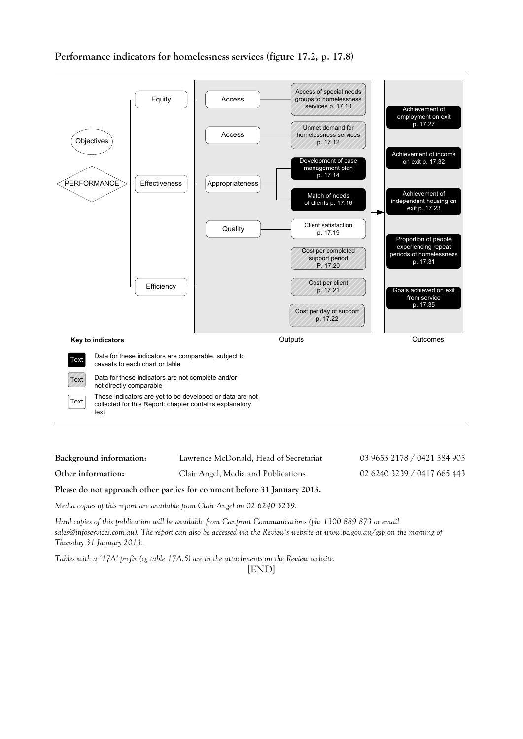**Performance indicators for homelessness services (figure 17.2, p. 17.8)**

Objectives

PERFORMANCE

Equity

Access

Access of special needs groups to homelessness services p. 17.10

Effectiveness

Access

Unmet demand for homelessness services p. 17.12

Appropriateness

Development of case management plan p. 17.14

Match of needs of clients p. 17.16

Quality

Client satisfaction p. 17.19

Efficiency

Cost per completed support period P. 17.20

Cost per client p. 17.21

Cost per day of support p. 17.22

Achievement of employment on exit p. 17.27

Achievement of income on exit p. 17.32

Achievement of independent housing on exit p. 17.23

Proportion of people experiencing repeat periods of homelessness p. 17.31

Goals achieved on exit from service p. 17.35

Outputs

Outcomes

Key to indicators

Text — Data for these indicators are comparable, subject to caveats to each chart or table

Text — Data for these indicators are not complete and/or not directly comparable

Text — These indicators are yet to be developed or data are not collected for this Report: chapter contains explanatory text

| | | |
|---|---|---|
| **Background information:** | Lawrence McDonald, Head of Secretariat | 03 9653 2178 / 0421 584 905 |
| **Other information:** | Clair Angel, Media and Publications | 02 6240 3239 / 0417 665 443 |

**Please do not approach other parties for comment before 31 January 2013.**

*Media copies of this report are available from Clair Angel on 02 6240 3239.*

*Hard copies of this publication will be available from Canprint Communications (ph: 1300 889 873 or email sales@infoservices.com.au). The report can also be accessed via the Review's website at www.pc.gov.au/gsp on the morning of Thursday 31 January 2013.*

*Tables with a '17A' prefix (eg table 17A.5) are in the attachments on the Review website.*

[END]